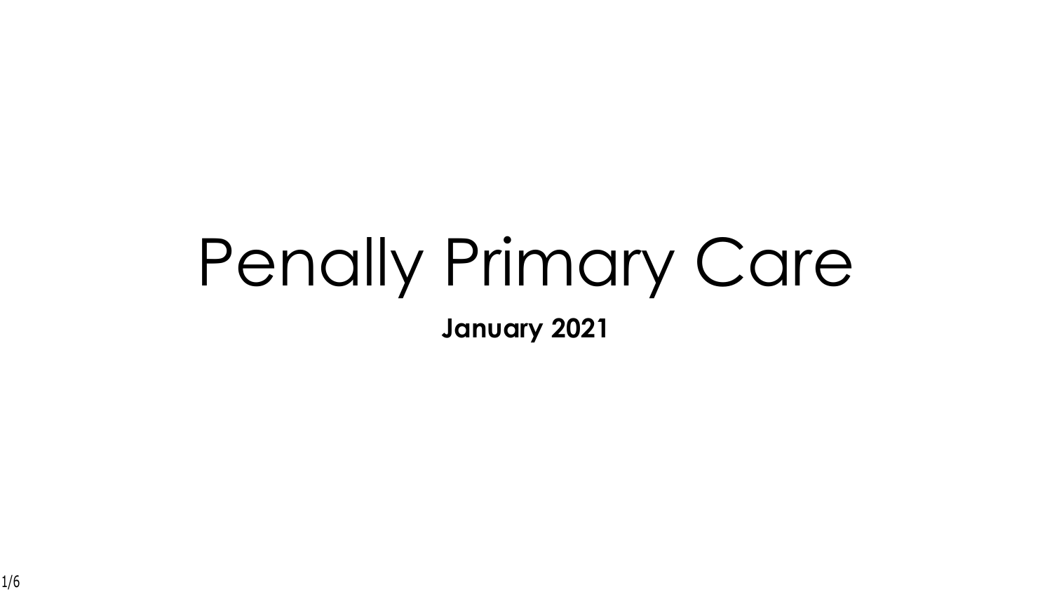# Penally Primary Care

**January 2021**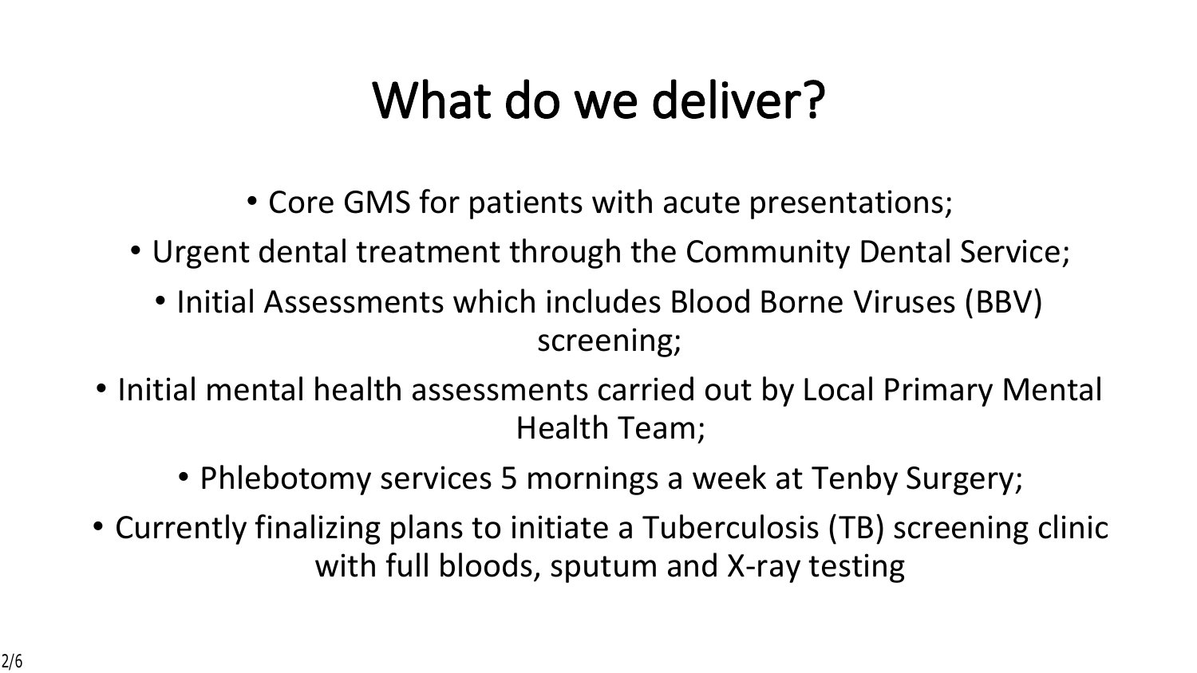# What do we deliver?

- Core GMS for patients with acute presentations;
- Urgent dental treatment through the Community Dental Service;
- Initial Assessments which includes Blood Borne Viruses (BBV) screening;
- Initial mental health assessments carried out by Local Primary Mental Health Team;
- Phlebotomy services 5 mornings a week at Tenby Surgery;
- Currently finalizing plans to initiate a Tuberculosis (TB) screening clinic with full bloods, sputum and X-ray testing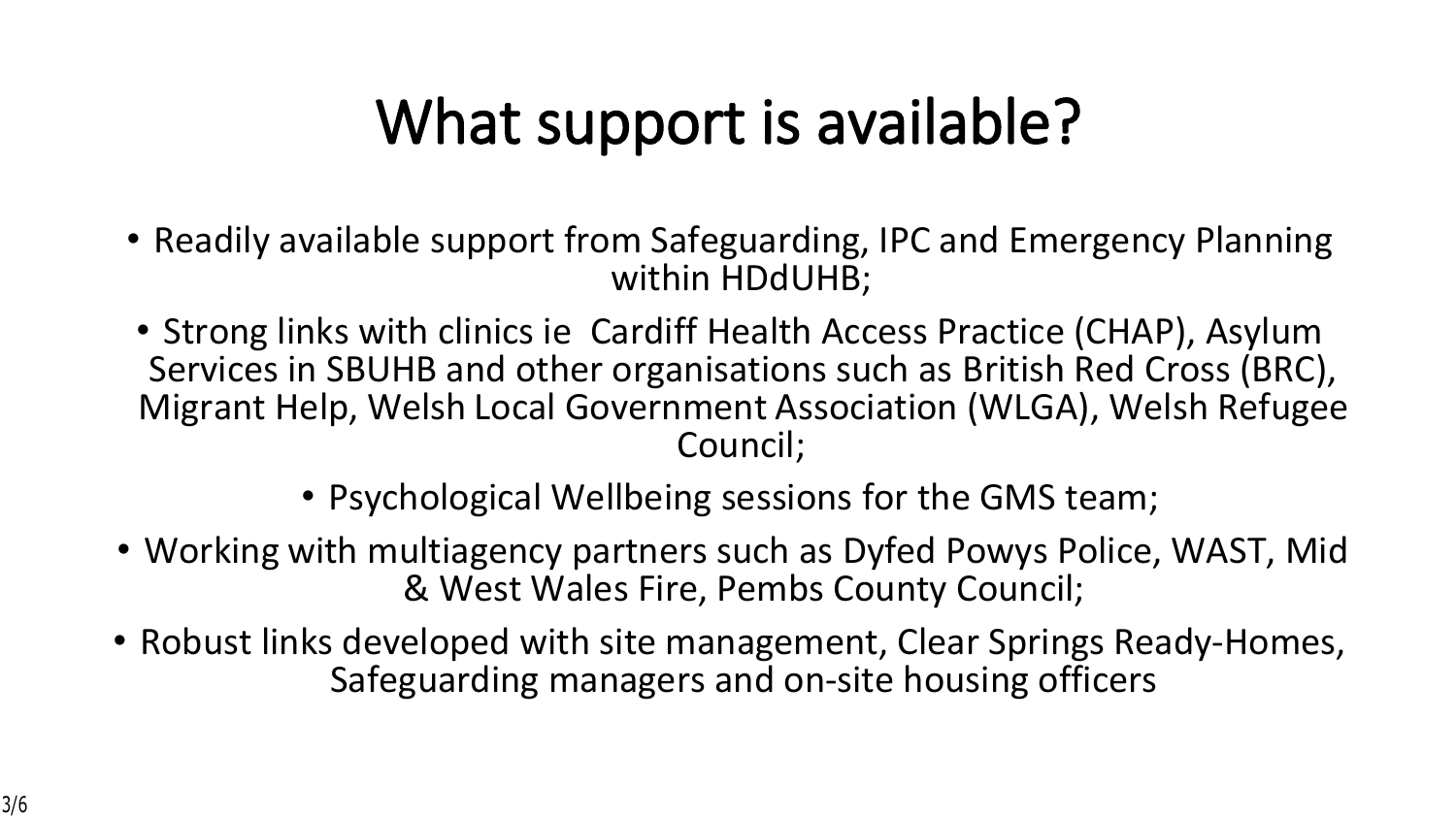# What support is available?

- Readily available support from Safeguarding, IPC and Emergency Planning within HDdUHB;
- Strong links with clinics ie Cardiff Health Access Practice (CHAP), Asylum Services in SBUHB and other organisations such as British Red Cross (BRC), Migrant Help, Welsh Local Government Association (WLGA), Welsh Refugee Council;
- Psychological Wellbeing sessions for the GMS team;
- Working with multiagency partners such as Dyfed Powys Police, WAST, Mid & West Wales Fire, Pembs County Council;
- Robust links developed with site management, Clear Springs Ready-Homes, Safeguarding managers and on-site housing officers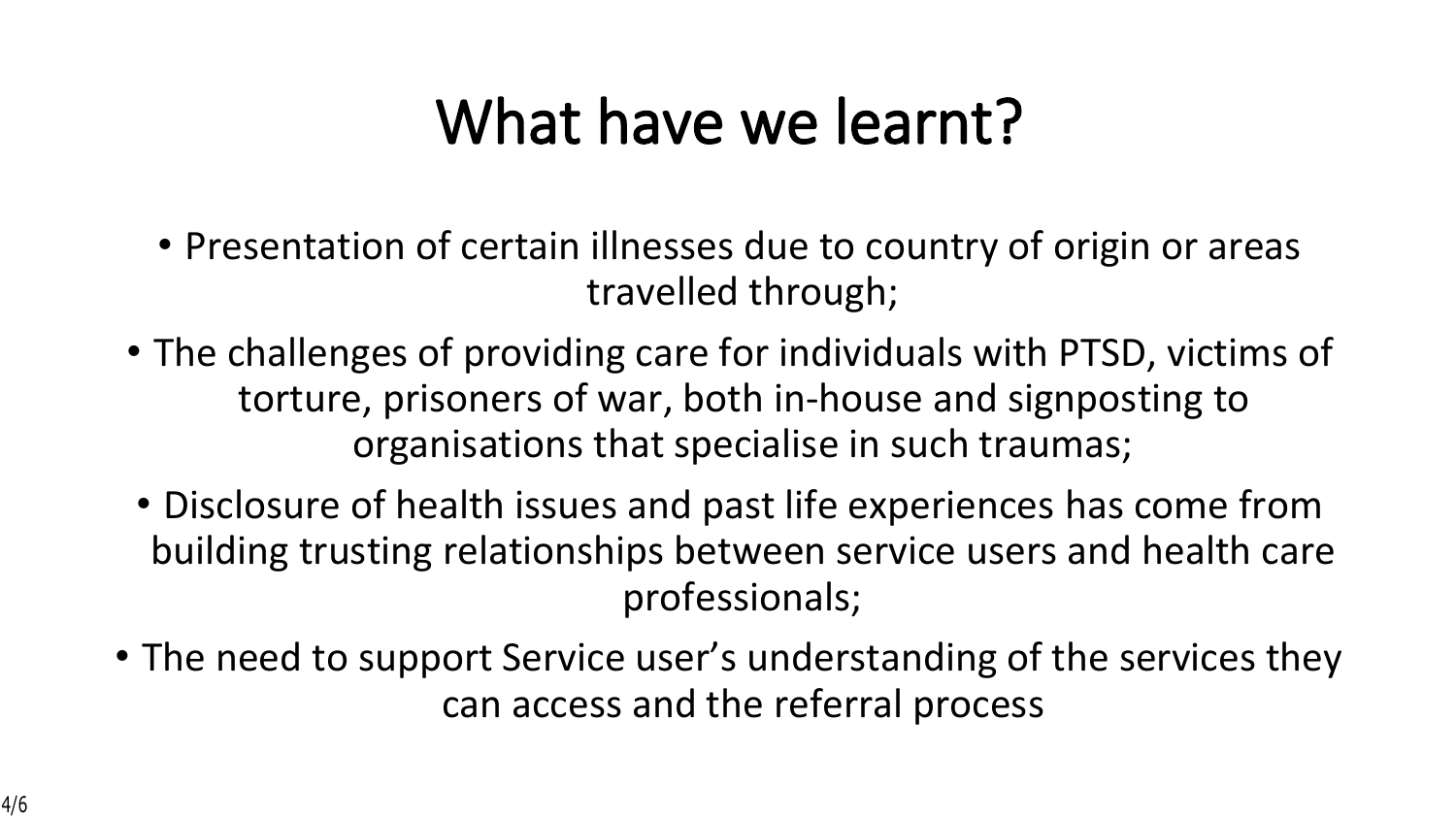# What have we learnt?

- Presentation of certain illnesses due to country of origin or areas travelled through;
- The challenges of providing care for individuals with PTSD, victims of torture, prisoners of war, both in-house and signposting to organisations that specialise in such traumas;
- Disclosure of health issues and past life experiences has come from building trusting relationships between service users and health care professionals;
- The need to support Service user's understanding of the services they can access and the referral process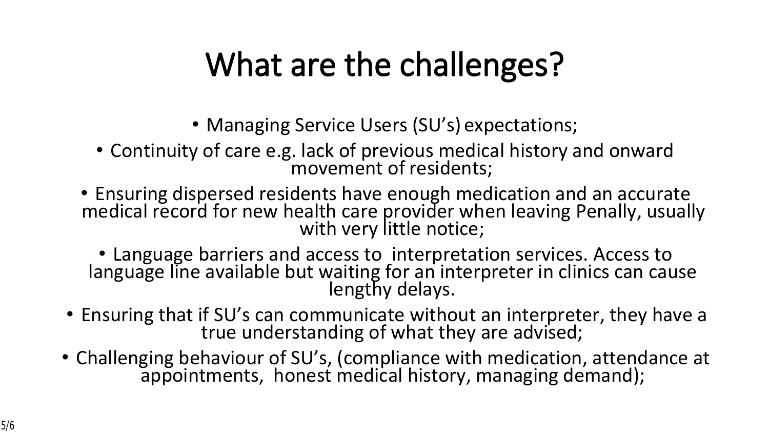# What are the challenges?

- Managing Service Users (SU's) expectations;
- Continuity of care e.g. lack of previous medical history and onward movement of residents;
- Ensuring dispersed residents have enough medication and an accurate medical record for new health care provider when leaving Penally, usually with very little notice;
- Language barriers and access to interpretation services. Access to language line available but waiting for an interpreter in clinics can cause lengthy delays.
- Ensuring that if SU's can communicate without an interpreter, they have a true understanding of what they are advised;
- Challenging behaviour of SU's, (compliance with medication, attendance at appointments, honest medical history, managing demand);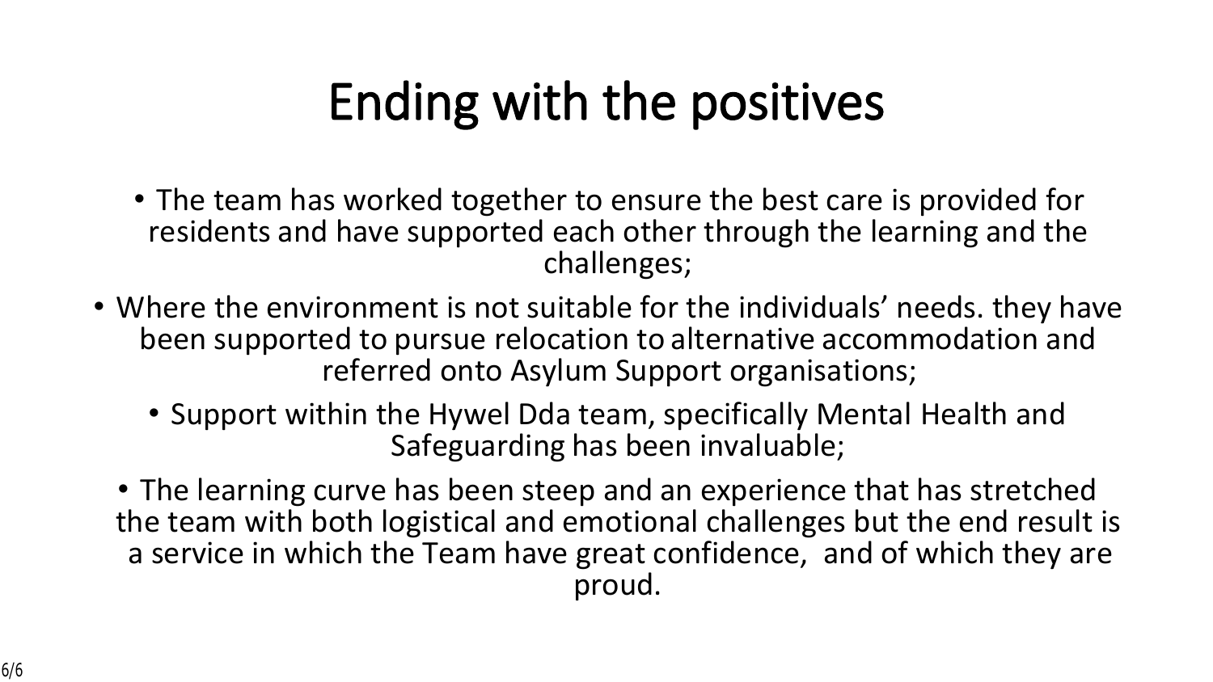# Ending with the positives

- The team has worked together to ensure the best care is provided for residents and have supported each other through the learning and the challenges;
- Where the environment is not suitable for the individuals' needs. they have been supported to pursue relocation to alternative accommodation and referred onto Asylum Support organisations;
- Support within the Hywel Dda team, specifically Mental Health and Safeguarding has been invaluable;
- The learning curve has been steep and an experience that has stretched the team with both logistical and emotional challenges but the end result is a service in which the Team have great confidence, and of which they are proud.